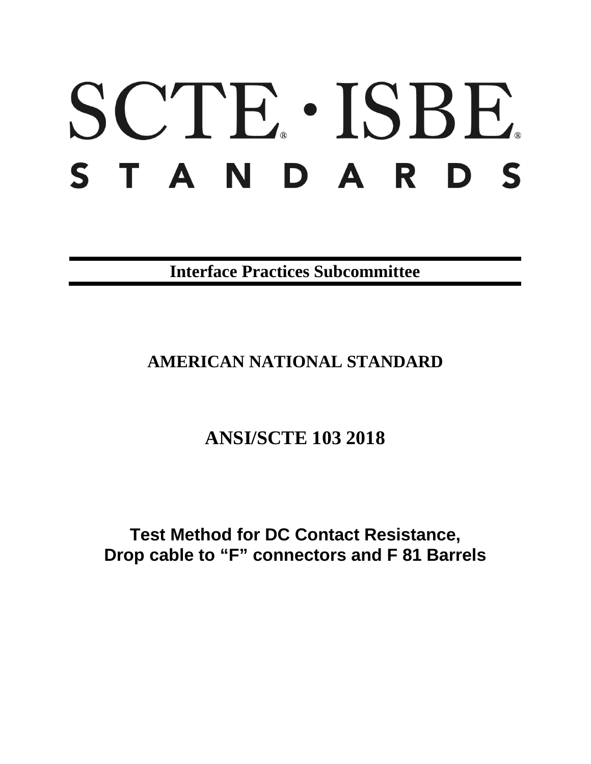# SCTE · ISBE STANDARDS

**Interface Practices Subcommittee**

## AMERICAN NATIONAL STANDARD

## ANSI/SCTE 103 2018

# Test Method for DC Contact Resistance, Drop cable to "F" connectors and F 81 Barrels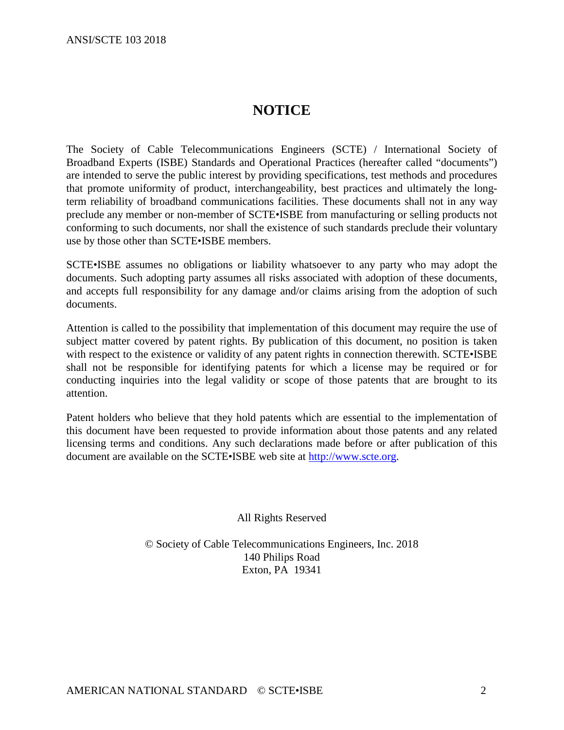# NOTICE

The Society of Cable Telecommunications Engineers (SCTE) / International Society of Broadband Experts (ISBE) Standards and Operational Practices (hereafter called "documents") are intended to serve the public interest by providing specifications, test methods and procedures that promote uniformity of product, interchangeability, best practices and ultimately the long-term reliability of broadband communications facilities. These documents shall not in any way preclude any member or non-member of SCTE•ISBE from manufacturing or selling products not conforming to such documents, nor shall the existence of such standards preclude their voluntary use by those other than SCTE•ISBE members.

SCTE•ISBE assumes no obligations or liability whatsoever to any party who may adopt the documents. Such adopting party assumes all risks associated with adoption of these documents, and accepts full responsibility for any damage and/or claims arising from the adoption of such documents.

Attention is called to the possibility that implementation of this document may require the use of subject matter covered by patent rights. By publication of this document, no position is taken with respect to the existence or validity of any patent rights in connection therewith. SCTE•ISBE shall not be responsible for identifying patents for which a license may be required or for conducting inquiries into the legal validity or scope of those patents that are brought to its attention.

Patent holders who believe that they hold patents which are essential to the implementation of this document have been requested to provide information about those patents and any related licensing terms and conditions. Any such declarations made before or after publication of this document are available on the SCTE•ISBE web site at http://www.scte.org.

All Rights Reserved

© Society of Cable Telecommunications Engineers, Inc. 2018
140 Philips Road
Exton, PA 19341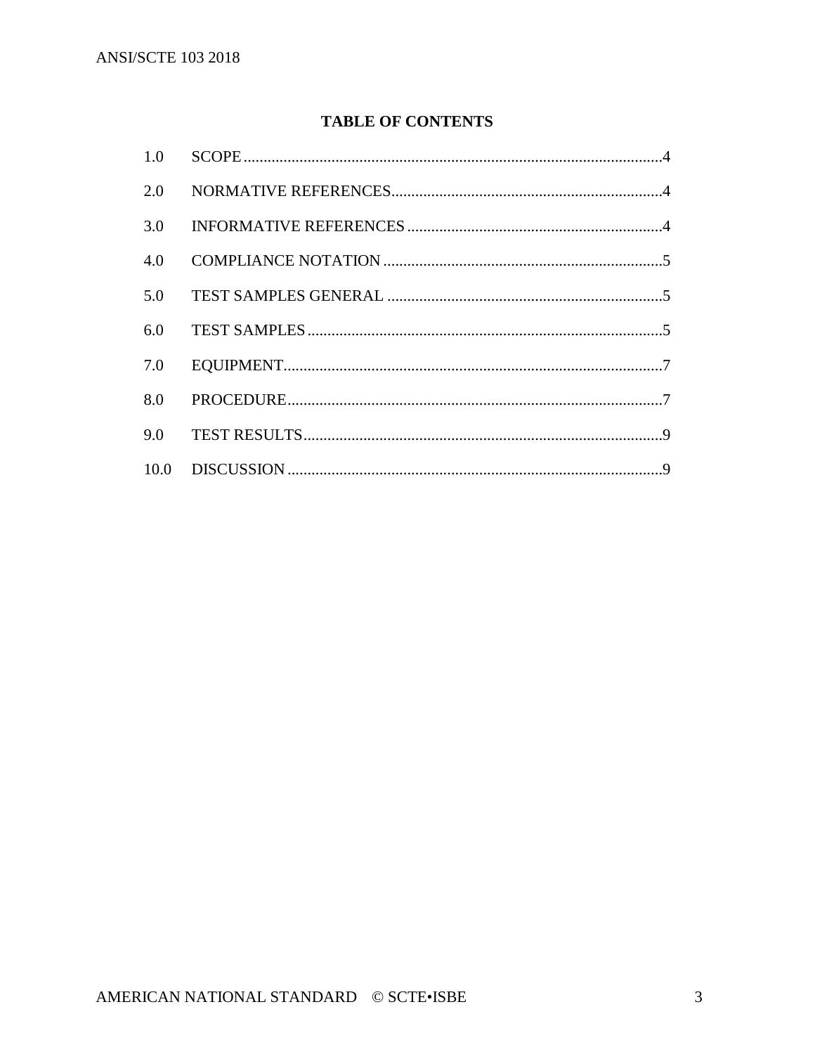# TABLE OF CONTENTS

| | | |
|---|---|---|
| 1.0 | SCOPE | 4 |
| 2.0 | NORMATIVE REFERENCES | 4 |
| 3.0 | INFORMATIVE REFERENCES | 4 |
| 4.0 | COMPLIANCE NOTATION | 5 |
| 5.0 | TEST SAMPLES GENERAL | 5 |
| 6.0 | TEST SAMPLES | 5 |
| 7.0 | EQUIPMENT | 7 |
| 8.0 | PROCEDURE | 7 |
| 9.0 | TEST RESULTS | 9 |
| 10.0 | DISCUSSION | 9 |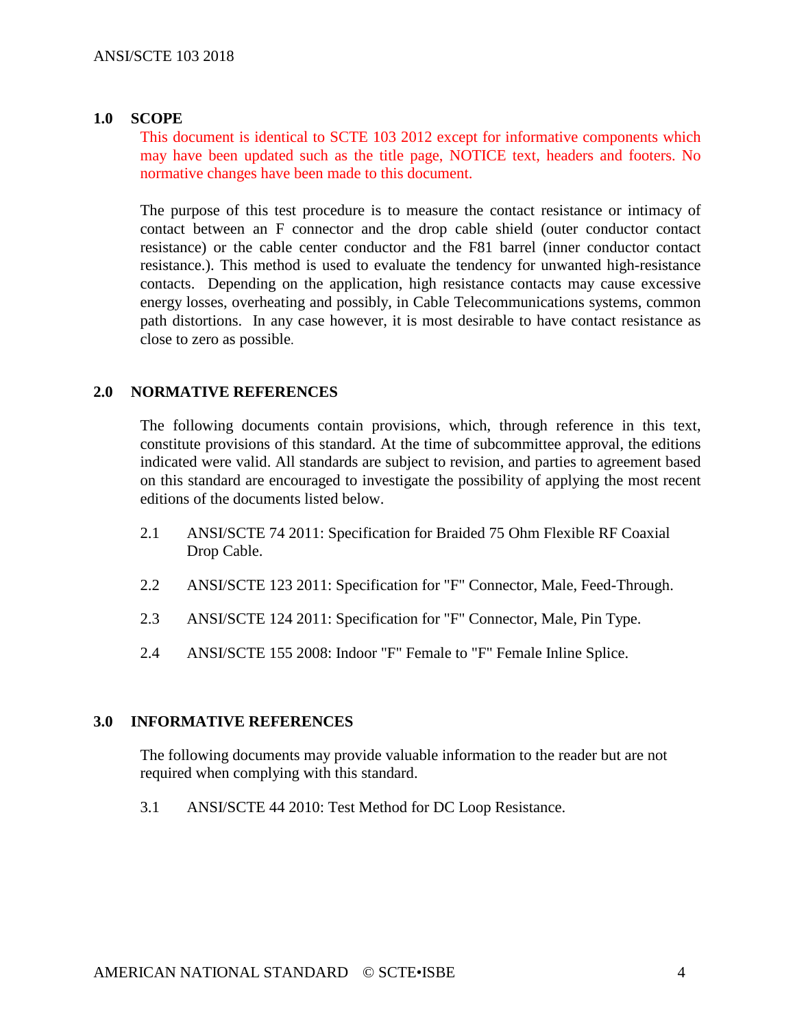## 1.0 SCOPE

This document is identical to SCTE 103 2012 except for informative components which may have been updated such as the title page, NOTICE text, headers and footers. No normative changes have been made to this document.

The purpose of this test procedure is to measure the contact resistance or intimacy of contact between an F connector and the drop cable shield (outer conductor contact resistance) or the cable center conductor and the F81 barrel (inner conductor contact resistance.). This method is used to evaluate the tendency for unwanted high-resistance contacts. Depending on the application, high resistance contacts may cause excessive energy losses, overheating and possibly, in Cable Telecommunications systems, common path distortions. In any case however, it is most desirable to have contact resistance as close to zero as possible.

## 2.0 NORMATIVE REFERENCES

The following documents contain provisions, which, through reference in this text, constitute provisions of this standard. At the time of subcommittee approval, the editions indicated were valid. All standards are subject to revision, and parties to agreement based on this standard are encouraged to investigate the possibility of applying the most recent editions of the documents listed below.

2.1 ANSI/SCTE 74 2011: Specification for Braided 75 Ohm Flexible RF Coaxial Drop Cable.

2.2 ANSI/SCTE 123 2011: Specification for "F" Connector, Male, Feed-Through.

2.3 ANSI/SCTE 124 2011: Specification for "F" Connector, Male, Pin Type.

2.4 ANSI/SCTE 155 2008: Indoor "F" Female to "F" Female Inline Splice.

## 3.0 INFORMATIVE REFERENCES

The following documents may provide valuable information to the reader but are not required when complying with this standard.

3.1 ANSI/SCTE 44 2010: Test Method for DC Loop Resistance.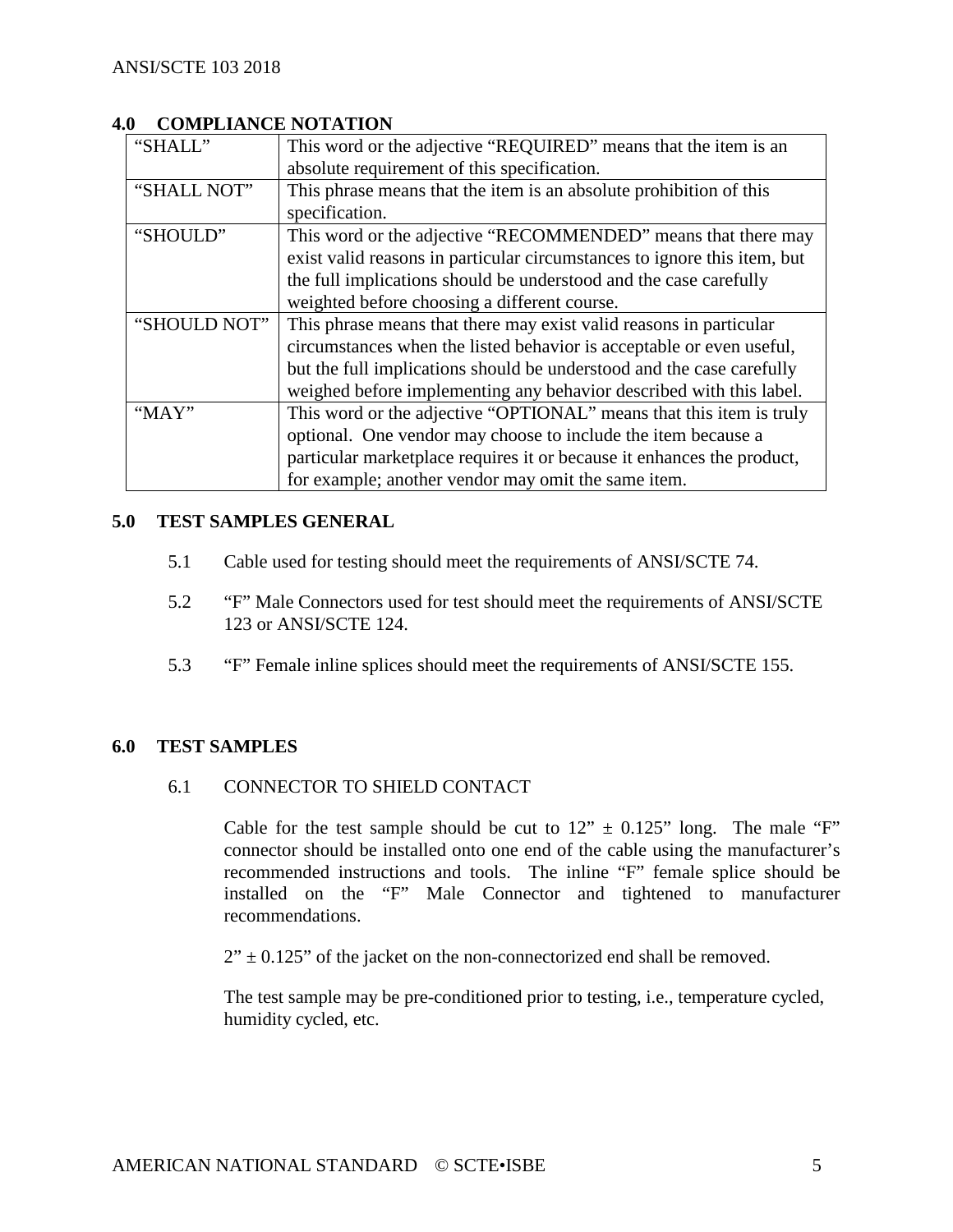## 4.0 COMPLIANCE NOTATION

| | |
|---|---|
| "SHALL" | This word or the adjective "REQUIRED" means that the item is an absolute requirement of this specification. |
| "SHALL NOT" | This phrase means that the item is an absolute prohibition of this specification. |
| "SHOULD" | This word or the adjective "RECOMMENDED" means that there may exist valid reasons in particular circumstances to ignore this item, but the full implications should be understood and the case carefully weighted before choosing a different course. |
| "SHOULD NOT" | This phrase means that there may exist valid reasons in particular circumstances when the listed behavior is acceptable or even useful, but the full implications should be understood and the case carefully weighed before implementing any behavior described with this label. |
| "MAY" | This word or the adjective "OPTIONAL" means that this item is truly optional. One vendor may choose to include the item because a particular marketplace requires it or because it enhances the product, for example; another vendor may omit the same item. |

## 5.0 TEST SAMPLES GENERAL

5.1 Cable used for testing should meet the requirements of ANSI/SCTE 74.

5.2 "F" Male Connectors used for test should meet the requirements of ANSI/SCTE 123 or ANSI/SCTE 124.

5.3 "F" Female inline splices should meet the requirements of ANSI/SCTE 155.

## 6.0 TEST SAMPLES

### 6.1 CONNECTOR TO SHIELD CONTACT

Cable for the test sample should be cut to 12" ± 0.125" long. The male "F" connector should be installed onto one end of the cable using the manufacturer's recommended instructions and tools. The inline "F" female splice should be installed on the "F" Male Connector and tightened to manufacturer recommendations.

2" ± 0.125" of the jacket on the non-connectorized end shall be removed.

The test sample may be pre-conditioned prior to testing, i.e., temperature cycled, humidity cycled, etc.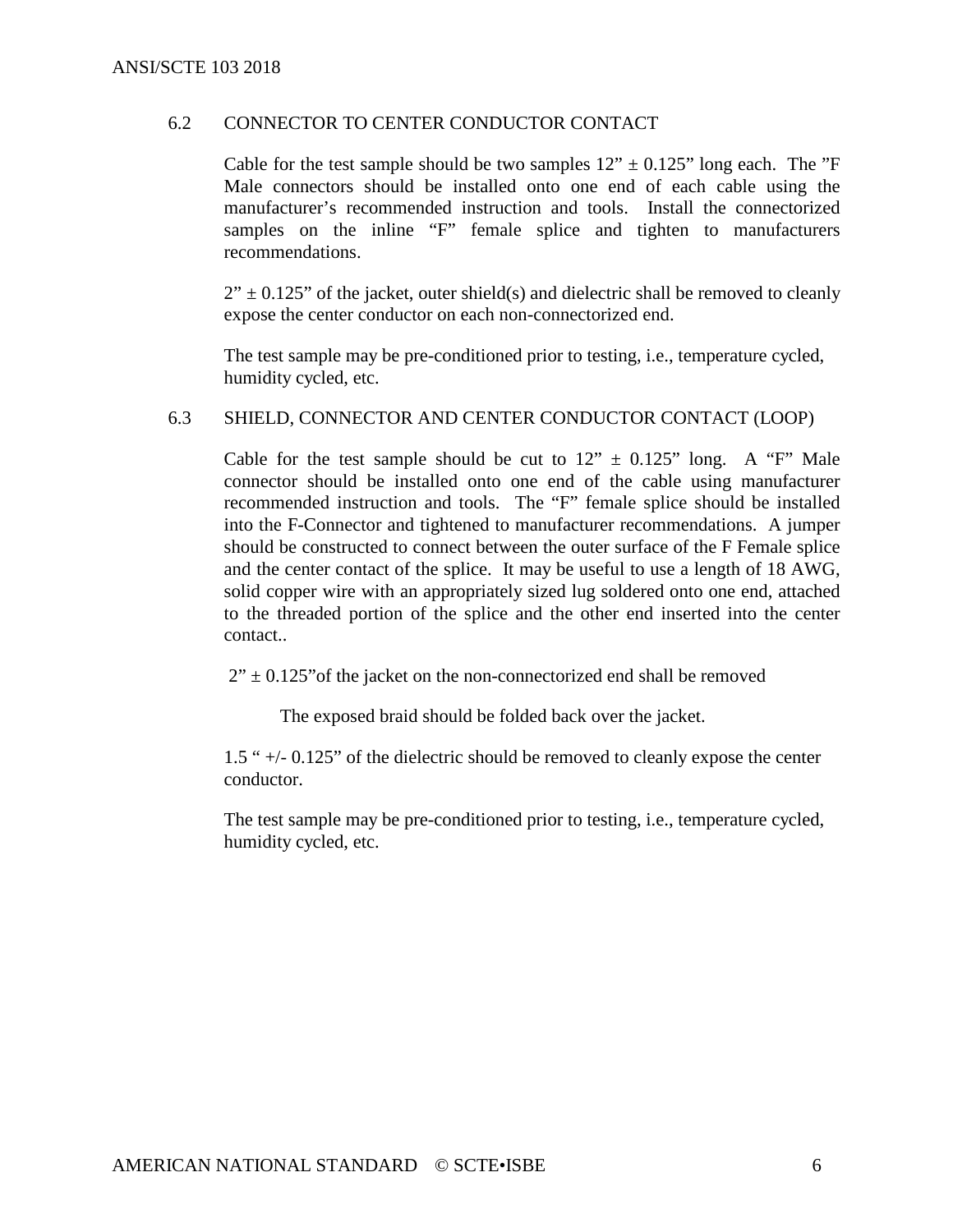## 6.2 CONNECTOR TO CENTER CONDUCTOR CONTACT

Cable for the test sample should be two samples 12" ± 0.125" long each. The "F Male connectors should be installed onto one end of each cable using the manufacturer's recommended instruction and tools. Install the connectorized samples on the inline "F" female splice and tighten to manufacturers recommendations.

2" ± 0.125" of the jacket, outer shield(s) and dielectric shall be removed to cleanly expose the center conductor on each non-connectorized end.

The test sample may be pre-conditioned prior to testing, i.e., temperature cycled, humidity cycled, etc.

## 6.3 SHIELD, CONNECTOR AND CENTER CONDUCTOR CONTACT (LOOP)

Cable for the test sample should be cut to 12" ± 0.125" long. A "F" Male connector should be installed onto one end of the cable using manufacturer recommended instruction and tools. The "F" female splice should be installed into the F-Connector and tightened to manufacturer recommendations. A jumper should be constructed to connect between the outer surface of the F Female splice and the center contact of the splice. It may be useful to use a length of 18 AWG, solid copper wire with an appropriately sized lug soldered onto one end, attached to the threaded portion of the splice and the other end inserted into the center contact..

2" ± 0.125"of the jacket on the non-connectorized end shall be removed

The exposed braid should be folded back over the jacket.

1.5 " +/- 0.125" of the dielectric should be removed to cleanly expose the center conductor.

The test sample may be pre-conditioned prior to testing, i.e., temperature cycled, humidity cycled, etc.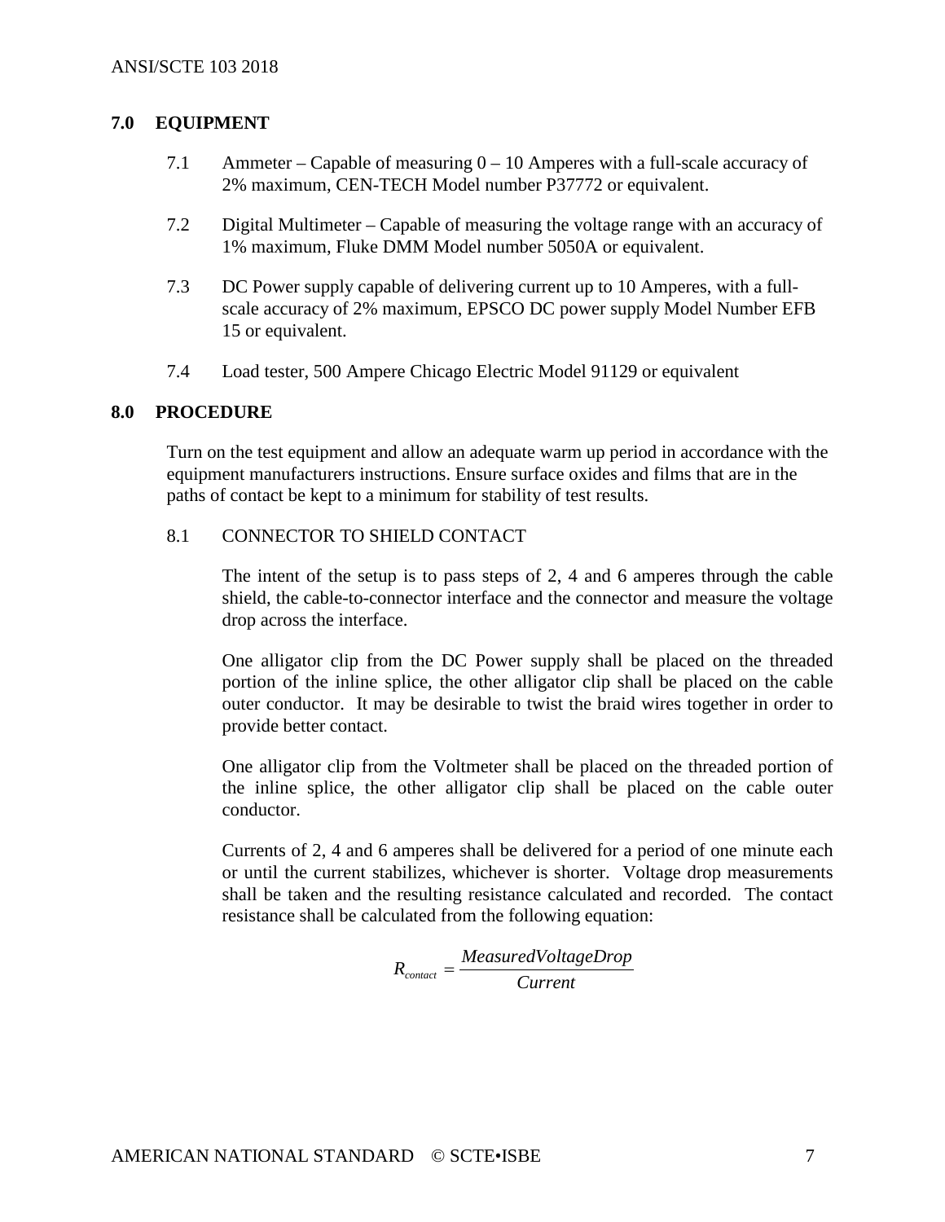## 7.0 EQUIPMENT

7.1 Ammeter – Capable of measuring 0 – 10 Amperes with a full-scale accuracy of 2% maximum, CEN-TECH Model number P37772 or equivalent.

7.2 Digital Multimeter – Capable of measuring the voltage range with an accuracy of 1% maximum, Fluke DMM Model number 5050A or equivalent.

7.3 DC Power supply capable of delivering current up to 10 Amperes, with a full-scale accuracy of 2% maximum, EPSCO DC power supply Model Number EFB 15 or equivalent.

7.4 Load tester, 500 Ampere Chicago Electric Model 91129 or equivalent

## 8.0 PROCEDURE

Turn on the test equipment and allow an adequate warm up period in accordance with the equipment manufacturers instructions. Ensure surface oxides and films that are in the paths of contact be kept to a minimum for stability of test results.

### 8.1 CONNECTOR TO SHIELD CONTACT

The intent of the setup is to pass steps of 2, 4 and 6 amperes through the cable shield, the cable-to-connector interface and the connector and measure the voltage drop across the interface.

One alligator clip from the DC Power supply shall be placed on the threaded portion of the inline splice, the other alligator clip shall be placed on the cable outer conductor. It may be desirable to twist the braid wires together in order to provide better contact.

One alligator clip from the Voltmeter shall be placed on the threaded portion of the inline splice, the other alligator clip shall be placed on the cable outer conductor.

Currents of 2, 4 and 6 amperes shall be delivered for a period of one minute each or until the current stabilizes, whichever is shorter. Voltage drop measurements shall be taken and the resulting resistance calculated and recorded. The contact resistance shall be calculated from the following equation:

$$R_{contact} = \frac{MeasuredVoltageDrop}{Current}$$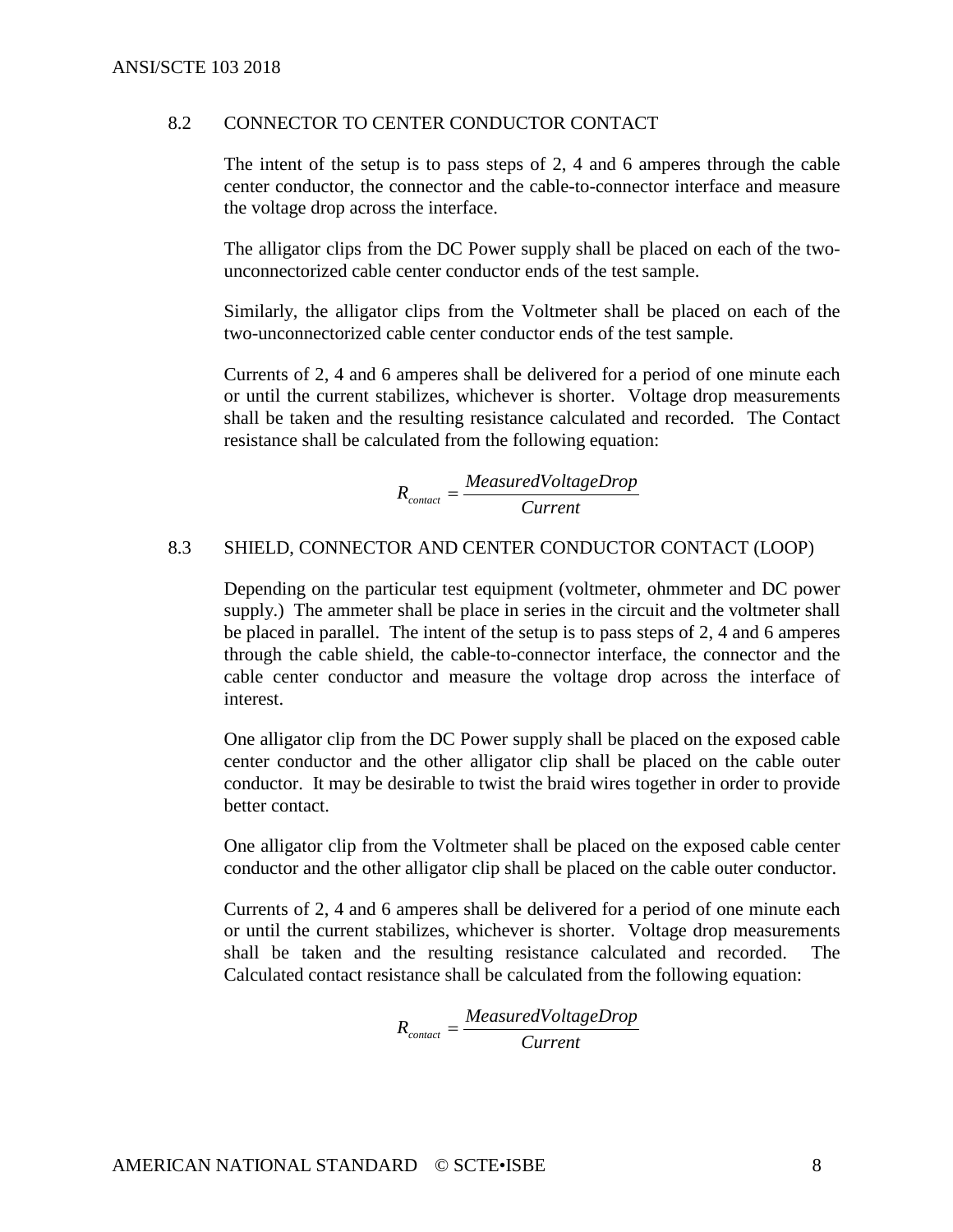### 8.2 CONNECTOR TO CENTER CONDUCTOR CONTACT

The intent of the setup is to pass steps of 2, 4 and 6 amperes through the cable center conductor, the connector and the cable-to-connector interface and measure the voltage drop across the interface.

The alligator clips from the DC Power supply shall be placed on each of the two-unconnectorized cable center conductor ends of the test sample.

Similarly, the alligator clips from the Voltmeter shall be placed on each of the two-unconnectorized cable center conductor ends of the test sample.

Currents of 2, 4 and 6 amperes shall be delivered for a period of one minute each or until the current stabilizes, whichever is shorter. Voltage drop measurements shall be taken and the resulting resistance calculated and recorded. The Contact resistance shall be calculated from the following equation:

$$R_{contact} = \frac{MeasuredVoltageDrop}{Current}$$

### 8.3 SHIELD, CONNECTOR AND CENTER CONDUCTOR CONTACT (LOOP)

Depending on the particular test equipment (voltmeter, ohmmeter and DC power supply.) The ammeter shall be place in series in the circuit and the voltmeter shall be placed in parallel. The intent of the setup is to pass steps of 2, 4 and 6 amperes through the cable shield, the cable-to-connector interface, the connector and the cable center conductor and measure the voltage drop across the interface of interest.

One alligator clip from the DC Power supply shall be placed on the exposed cable center conductor and the other alligator clip shall be placed on the cable outer conductor. It may be desirable to twist the braid wires together in order to provide better contact.

One alligator clip from the Voltmeter shall be placed on the exposed cable center conductor and the other alligator clip shall be placed on the cable outer conductor.

Currents of 2, 4 and 6 amperes shall be delivered for a period of one minute each or until the current stabilizes, whichever is shorter. Voltage drop measurements shall be taken and the resulting resistance calculated and recorded. The Calculated contact resistance shall be calculated from the following equation:

$$R_{contact} = \frac{MeasuredVoltageDrop}{Current}$$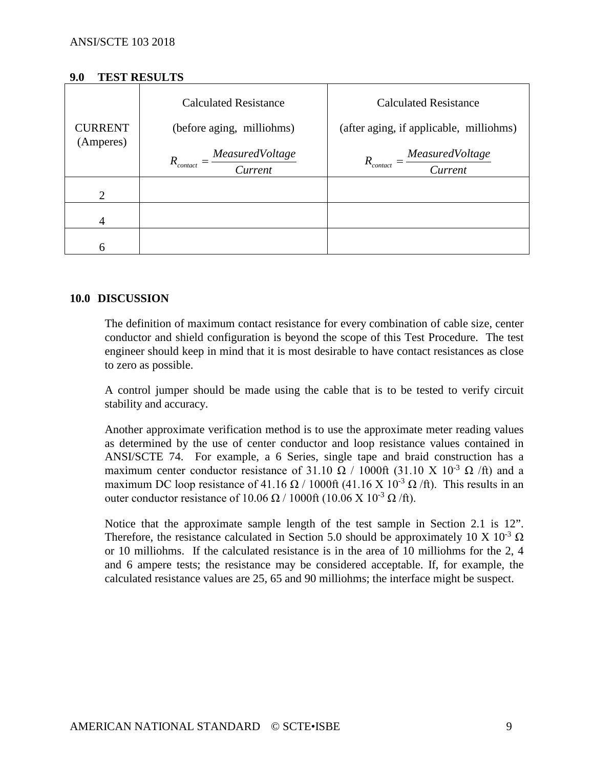## 9.0 TEST RESULTS

| CURRENT (Amperes) | Calculated Resistance (before aging, milliohms) $R_{contact} = \frac{MeasuredVoltage}{Current}$ | Calculated Resistance (after aging, if applicable, milliohms) $R_{contact} = \frac{MeasuredVoltage}{Current}$ |
|---|---|---|
| 2 | | |
| 4 | | |
| 6 | | |

## 10.0 DISCUSSION

The definition of maximum contact resistance for every combination of cable size, center conductor and shield configuration is beyond the scope of this Test Procedure. The test engineer should keep in mind that it is most desirable to have contact resistances as close to zero as possible.

A control jumper should be made using the cable that is to be tested to verify circuit stability and accuracy.

Another approximate verification method is to use the approximate meter reading values as determined by the use of center conductor and loop resistance values contained in ANSI/SCTE 74. For example, a 6 Series, single tape and braid construction has a maximum center conductor resistance of 31.10 Ω / 1000ft (31.10 X $10^{-3}$ Ω /ft) and a maximum DC loop resistance of 41.16 Ω / 1000ft (41.16 X $10^{-3}$ Ω /ft). This results in an outer conductor resistance of 10.06 Ω / 1000ft (10.06 X $10^{-3}$ Ω /ft).

Notice that the approximate sample length of the test sample in Section 2.1 is 12". Therefore, the resistance calculated in Section 5.0 should be approximately 10 X $10^{-3}$ Ω or 10 milliohms. If the calculated resistance is in the area of 10 milliohms for the 2, 4 and 6 ampere tests; the resistance may be considered acceptable. If, for example, the calculated resistance values are 25, 65 and 90 milliohms; the interface might be suspect.